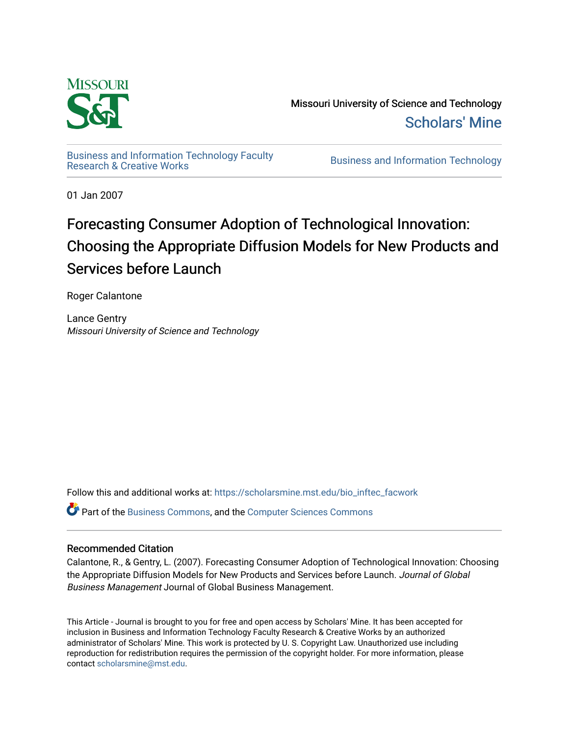Missouri University of Science and Technology

Scholars' Mine

Business and Information Technology Faculty Research & Creative Works

Business and Information Technology

01 Jan 2007

# Forecasting Consumer Adoption of Technological Innovation: Choosing the Appropriate Diffusion Models for New Products and Services before Launch

Roger Calantone

Lance Gentry
*Missouri University of Science and Technology*

Follow this and additional works at: https://scholarsmine.mst.edu/bio_inftec_facwork

Part of the Business Commons, and the Computer Sciences Commons

### Recommended Citation

Calantone, R., & Gentry, L. (2007). Forecasting Consumer Adoption of Technological Innovation: Choosing the Appropriate Diffusion Models for New Products and Services before Launch. *Journal of Global Business Management* Journal of Global Business Management.

This Article - Journal is brought to you for free and open access by Scholars' Mine. It has been accepted for inclusion in Business and Information Technology Faculty Research & Creative Works by an authorized administrator of Scholars' Mine. This work is protected by U. S. Copyright Law. Unauthorized use including reproduction for redistribution requires the permission of the copyright holder. For more information, please contact scholarsmine@mst.edu.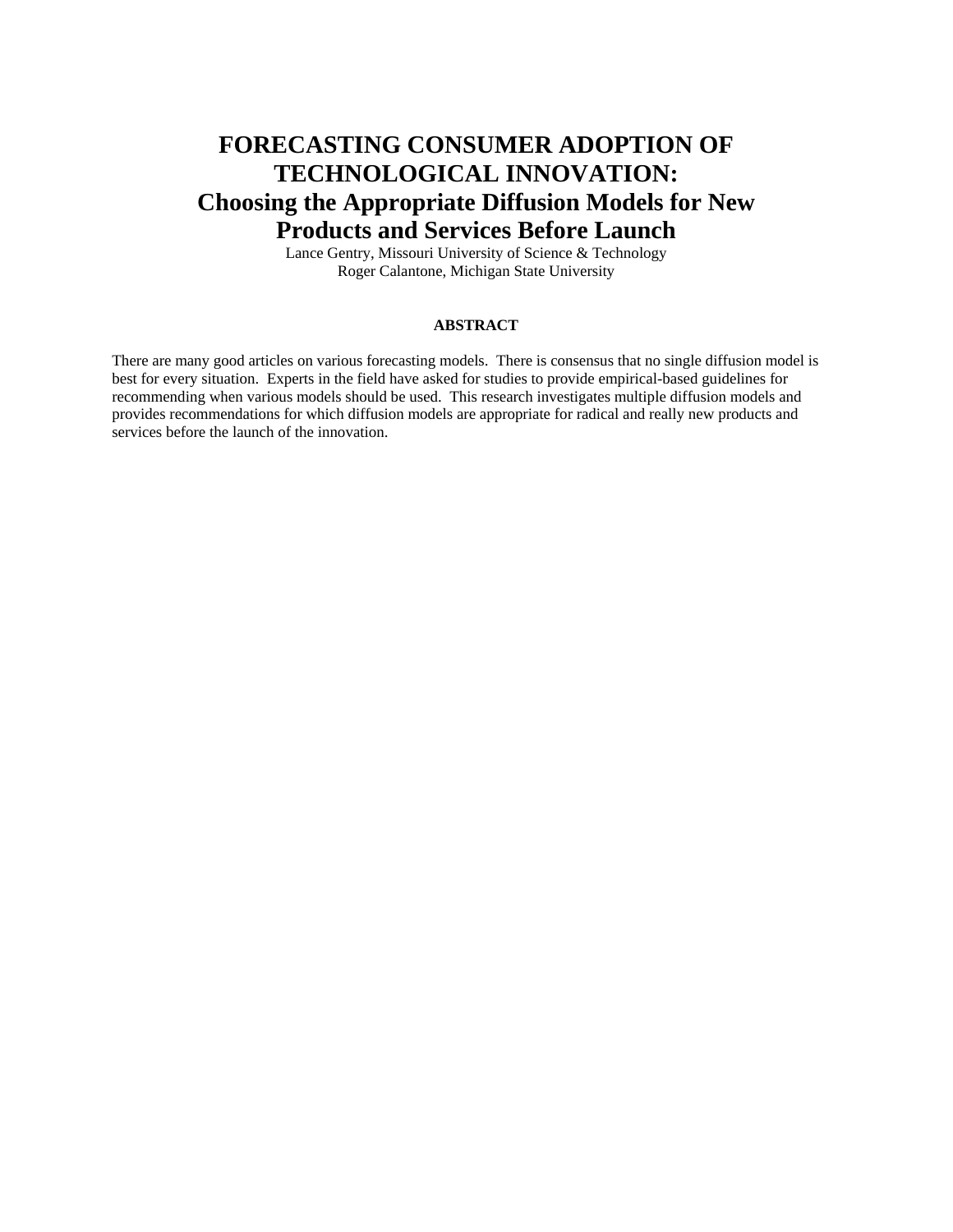# FORECASTING CONSUMER ADOPTION OF TECHNOLOGICAL INNOVATION:
## Choosing the Appropriate Diffusion Models for New Products and Services Before Launch

Lance Gentry, Missouri University of Science & Technology
Roger Calantone, Michigan State University

**ABSTRACT**

There are many good articles on various forecasting models. There is consensus that no single diffusion model is best for every situation. Experts in the field have asked for studies to provide empirical-based guidelines for recommending when various models should be used. This research investigates multiple diffusion models and provides recommendations for which diffusion models are appropriate for radical and really new products and services before the launch of the innovation.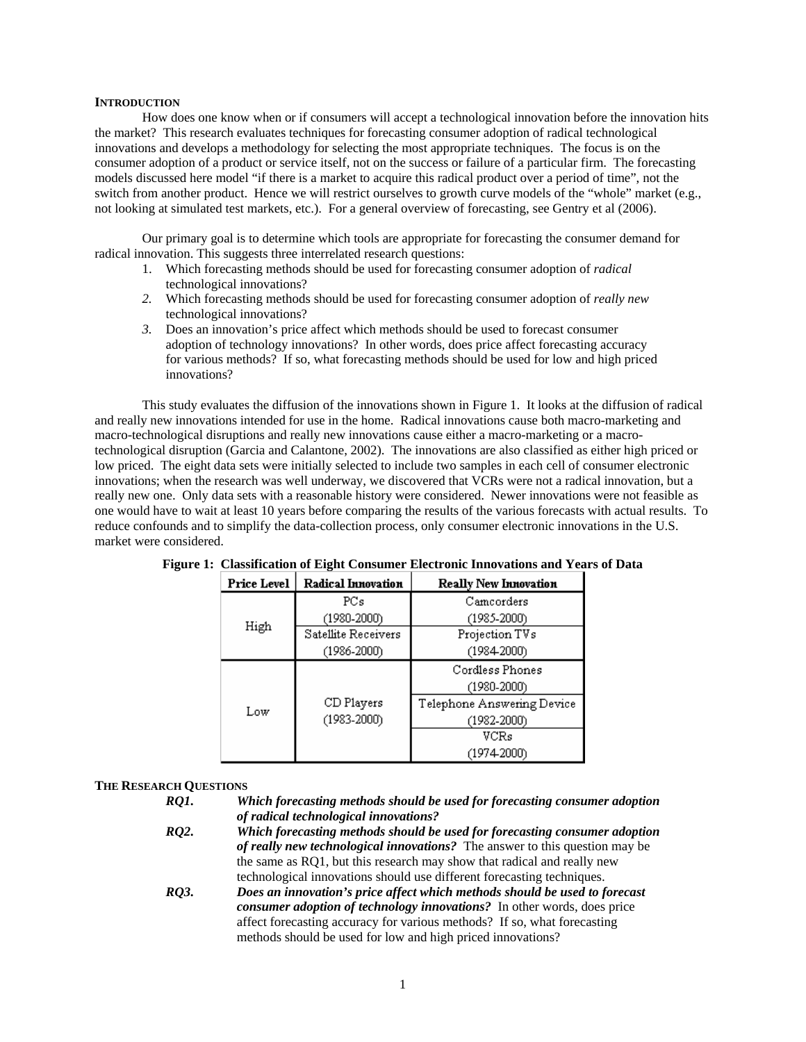## INTRODUCTION

How does one know when or if consumers will accept a technological innovation before the innovation hits the market? This research evaluates techniques for forecasting consumer adoption of radical technological innovations and develops a methodology for selecting the most appropriate techniques. The focus is on the consumer adoption of a product or service itself, not on the success or failure of a particular firm. The forecasting models discussed here model "if there is a market to acquire this radical product over a period of time", not the switch from another product. Hence we will restrict ourselves to growth curve models of the "whole" market (e.g., not looking at simulated test markets, etc.). For a general overview of forecasting, see Gentry et al (2006).

Our primary goal is to determine which tools are appropriate for forecasting the consumer demand for radical innovation. This suggests three interrelated research questions:

1. Which forecasting methods should be used for forecasting consumer adoption of *radical* technological innovations?
2. Which forecasting methods should be used for forecasting consumer adoption of *really new* technological innovations?
3. Does an innovation's price affect which methods should be used to forecast consumer adoption of technology innovations? In other words, does price affect forecasting accuracy for various methods? If so, what forecasting methods should be used for low and high priced innovations?

This study evaluates the diffusion of the innovations shown in Figure 1. It looks at the diffusion of radical and really new innovations intended for use in the home. Radical innovations cause both macro-marketing and macro-technological disruptions and really new innovations cause either a macro-marketing or a macro-technological disruption (Garcia and Calantone, 2002). The innovations are also classified as either high priced or low priced. The eight data sets were initially selected to include two samples in each cell of consumer electronic innovations; when the research was well underway, we discovered that VCRs were not a radical innovation, but a really new one. Only data sets with a reasonable history were considered. Newer innovations were not feasible as one would have to wait at least 10 years before comparing the results of the various forecasts with actual results. To reduce confounds and to simplify the data-collection process, only consumer electronic innovations in the U.S. market were considered.

**Figure 1: Classification of Eight Consumer Electronic Innovations and Years of Data**

| Price Level | Radical Innovation | Really New Innovation |
|---|---|---|
| High | PCs (1980-2000) | Camcorders (1985-2000) |
| | Satellite Receivers (1986-2000) | Projection TVs (1984-2000) |
| Low | CD Players (1983-2000) | Cordless Phones (1980-2000) |
| | | Telephone Answering Device (1982-2000) |
| | | VCRs (1974-2000) |

## THE RESEARCH QUESTIONS

*RQ1.* ***Which forecasting methods should be used for forecasting consumer adoption of radical technological innovations?***

*RQ2.* ***Which forecasting methods should be used for forecasting consumer adoption of really new technological innovations?*** The answer to this question may be the same as RQ1, but this research may show that radical and really new technological innovations should use different forecasting techniques.

*RQ3.* ***Does an innovation's price affect which methods should be used to forecast consumer adoption of technology innovations?*** In other words, does price affect forecasting accuracy for various methods? If so, what forecasting methods should be used for low and high priced innovations?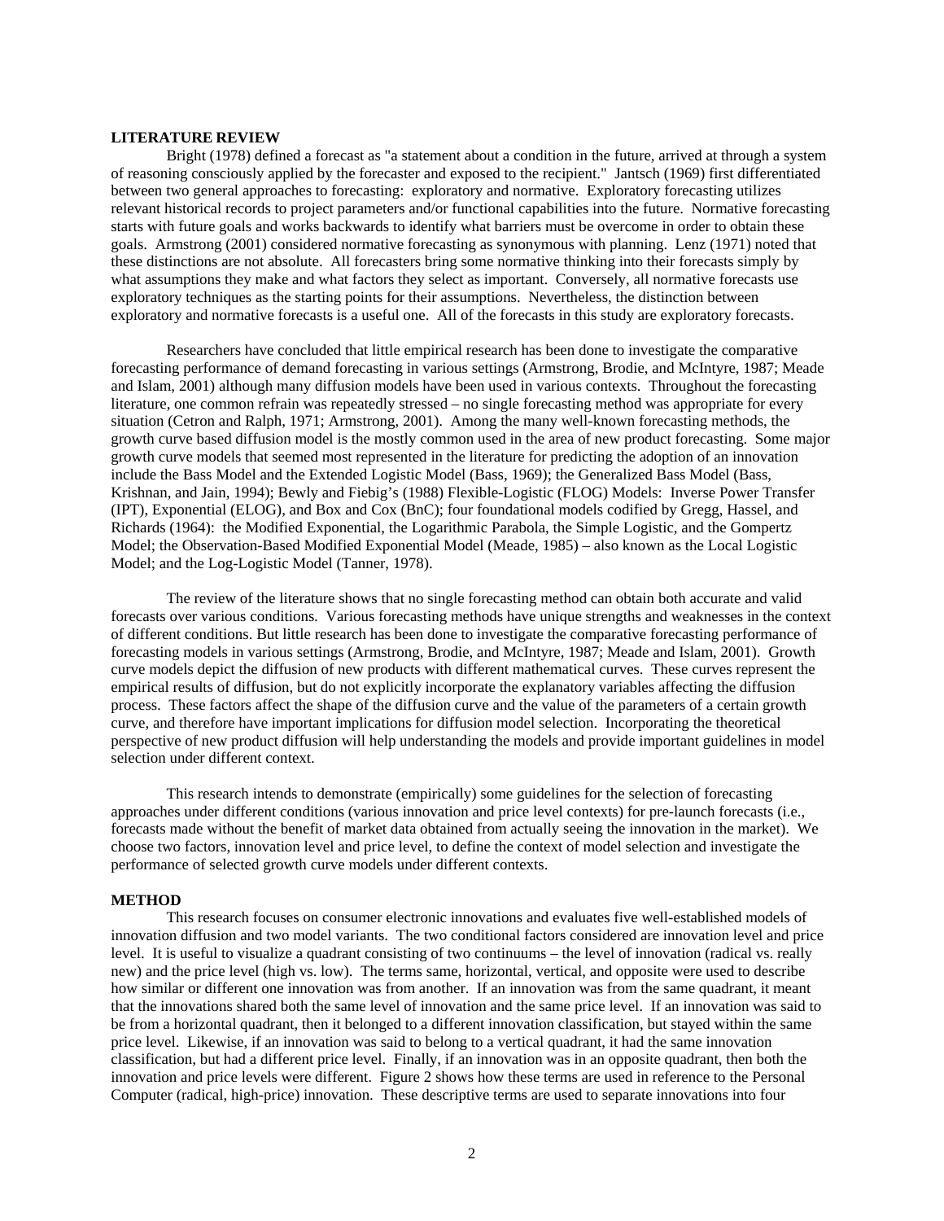## LITERATURE REVIEW

Bright (1978) defined a forecast as "a statement about a condition in the future, arrived at through a system of reasoning consciously applied by the forecaster and exposed to the recipient." Jantsch (1969) first differentiated between two general approaches to forecasting: exploratory and normative. Exploratory forecasting utilizes relevant historical records to project parameters and/or functional capabilities into the future. Normative forecasting starts with future goals and works backwards to identify what barriers must be overcome in order to obtain these goals. Armstrong (2001) considered normative forecasting as synonymous with planning. Lenz (1971) noted that these distinctions are not absolute. All forecasters bring some normative thinking into their forecasts simply by what assumptions they make and what factors they select as important. Conversely, all normative forecasts use exploratory techniques as the starting points for their assumptions. Nevertheless, the distinction between exploratory and normative forecasts is a useful one. All of the forecasts in this study are exploratory forecasts.

Researchers have concluded that little empirical research has been done to investigate the comparative forecasting performance of demand forecasting in various settings (Armstrong, Brodie, and McIntyre, 1987; Meade and Islam, 2001) although many diffusion models have been used in various contexts. Throughout the forecasting literature, one common refrain was repeatedly stressed – no single forecasting method was appropriate for every situation (Cetron and Ralph, 1971; Armstrong, 2001). Among the many well-known forecasting methods, the growth curve based diffusion model is the mostly common used in the area of new product forecasting. Some major growth curve models that seemed most represented in the literature for predicting the adoption of an innovation include the Bass Model and the Extended Logistic Model (Bass, 1969); the Generalized Bass Model (Bass, Krishnan, and Jain, 1994); Bewly and Fiebig's (1988) Flexible-Logistic (FLOG) Models: Inverse Power Transfer (IPT), Exponential (ELOG), and Box and Cox (BnC); four foundational models codified by Gregg, Hassel, and Richards (1964): the Modified Exponential, the Logarithmic Parabola, the Simple Logistic, and the Gompertz Model; the Observation-Based Modified Exponential Model (Meade, 1985) – also known as the Local Logistic Model; and the Log-Logistic Model (Tanner, 1978).

The review of the literature shows that no single forecasting method can obtain both accurate and valid forecasts over various conditions. Various forecasting methods have unique strengths and weaknesses in the context of different conditions. But little research has been done to investigate the comparative forecasting performance of forecasting models in various settings (Armstrong, Brodie, and McIntyre, 1987; Meade and Islam, 2001). Growth curve models depict the diffusion of new products with different mathematical curves. These curves represent the empirical results of diffusion, but do not explicitly incorporate the explanatory variables affecting the diffusion process. These factors affect the shape of the diffusion curve and the value of the parameters of a certain growth curve, and therefore have important implications for diffusion model selection. Incorporating the theoretical perspective of new product diffusion will help understanding the models and provide important guidelines in model selection under different context.

This research intends to demonstrate (empirically) some guidelines for the selection of forecasting approaches under different conditions (various innovation and price level contexts) for pre-launch forecasts (i.e., forecasts made without the benefit of market data obtained from actually seeing the innovation in the market). We choose two factors, innovation level and price level, to define the context of model selection and investigate the performance of selected growth curve models under different contexts.

## METHOD

This research focuses on consumer electronic innovations and evaluates five well-established models of innovation diffusion and two model variants. The two conditional factors considered are innovation level and price level. It is useful to visualize a quadrant consisting of two continuums – the level of innovation (radical vs. really new) and the price level (high vs. low). The terms same, horizontal, vertical, and opposite were used to describe how similar or different one innovation was from another. If an innovation was from the same quadrant, it meant that the innovations shared both the same level of innovation and the same price level. If an innovation was said to be from a horizontal quadrant, then it belonged to a different innovation classification, but stayed within the same price level. Likewise, if an innovation was said to belong to a vertical quadrant, it had the same innovation classification, but had a different price level. Finally, if an innovation was in an opposite quadrant, then both the innovation and price levels were different. Figure 2 shows how these terms are used in reference to the Personal Computer (radical, high-price) innovation. These descriptive terms are used to separate innovations into four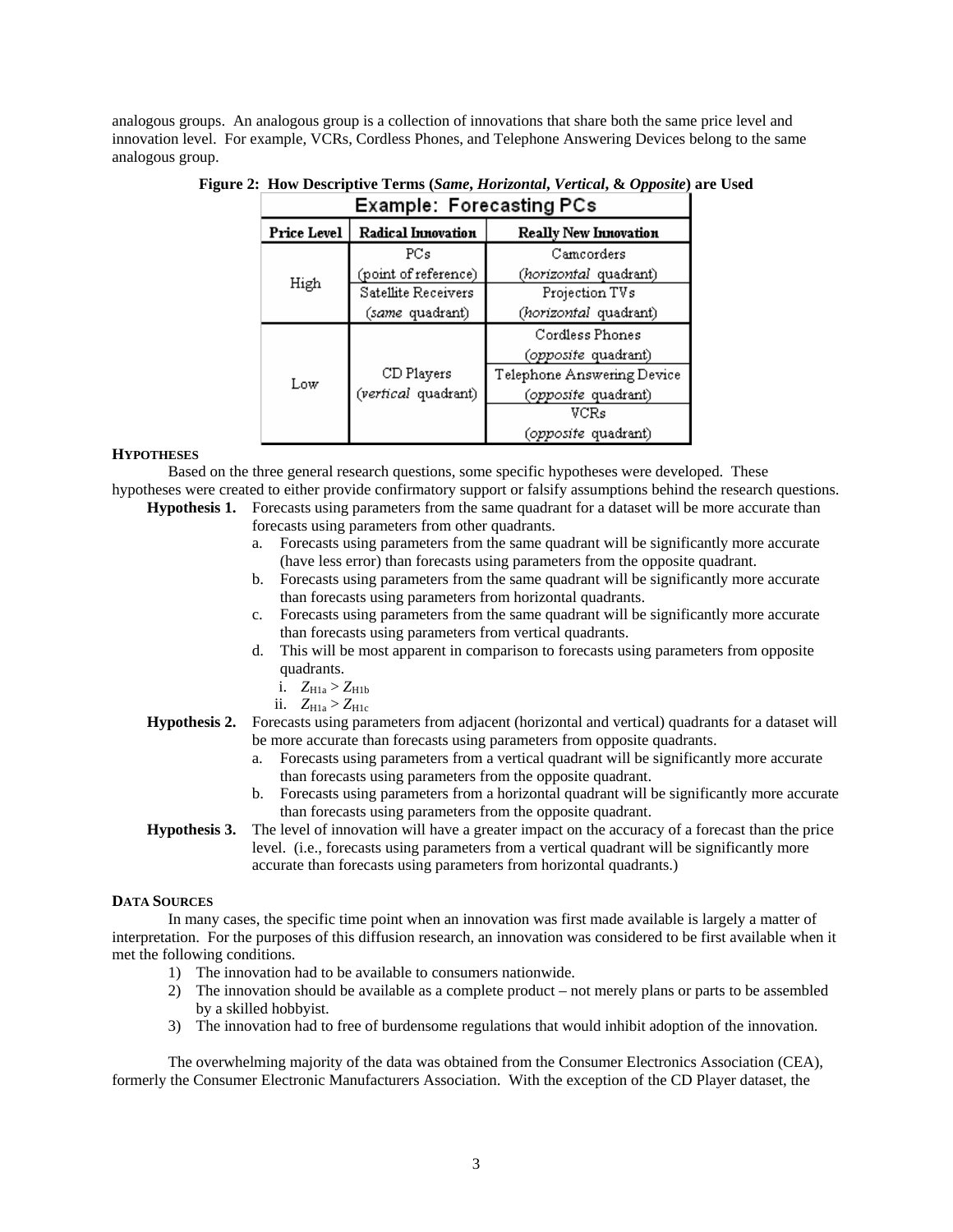analogous groups. An analogous group is a collection of innovations that share both the same price level and innovation level. For example, VCRs, Cordless Phones, and Telephone Answering Devices belong to the same analogous group.

**Figure 2: How Descriptive Terms (*Same*, *Horizontal*, *Vertical*, & *Opposite*) are Used**

| Example: Forecasting PCs | | |
|---|---|---|
| **Price Level** | **Radical Innovation** | **Really New Innovation** |
| High | PCs (point of reference) | Camcorders (*horizontal* quadrant) |
| | Satellite Receivers (*same* quadrant) | Projection TVs (*horizontal* quadrant) |
| Low | CD Players (*vertical* quadrant) | Cordless Phones (*opposite* quadrant) |
| | | Telephone Answering Device (*opposite* quadrant) |
| | | VCRs (*opposite* quadrant) |

### HYPOTHESES

Based on the three general research questions, some specific hypotheses were developed. These hypotheses were created to either provide confirmatory support or falsify assumptions behind the research questions.

**Hypothesis 1.** Forecasts using parameters from the same quadrant for a dataset will be more accurate than forecasts using parameters from other quadrants.

a. Forecasts using parameters from the same quadrant will be significantly more accurate (have less error) than forecasts using parameters from the opposite quadrant.
b. Forecasts using parameters from the same quadrant will be significantly more accurate than forecasts using parameters from horizontal quadrants.
c. Forecasts using parameters from the same quadrant will be significantly more accurate than forecasts using parameters from vertical quadrants.
d. This will be most apparent in comparison to forecasts using parameters from opposite quadrants.
   i. $Z_{H1a} > Z_{H1b}$
   ii. $Z_{H1a} > Z_{H1c}$

**Hypothesis 2.** Forecasts using parameters from adjacent (horizontal and vertical) quadrants for a dataset will be more accurate than forecasts using parameters from opposite quadrants.

a. Forecasts using parameters from a vertical quadrant will be significantly more accurate than forecasts using parameters from the opposite quadrant.
b. Forecasts using parameters from a horizontal quadrant will be significantly more accurate than forecasts using parameters from the opposite quadrant.

**Hypothesis 3.** The level of innovation will have a greater impact on the accuracy of a forecast than the price level. (i.e., forecasts using parameters from a vertical quadrant will be significantly more accurate than forecasts using parameters from horizontal quadrants.)

### DATA SOURCES

In many cases, the specific time point when an innovation was first made available is largely a matter of interpretation. For the purposes of this diffusion research, an innovation was considered to be first available when it met the following conditions.

1) The innovation had to be available to consumers nationwide.
2) The innovation should be available as a complete product – not merely plans or parts to be assembled by a skilled hobbyist.
3) The innovation had to free of burdensome regulations that would inhibit adoption of the innovation.

The overwhelming majority of the data was obtained from the Consumer Electronics Association (CEA), formerly the Consumer Electronic Manufacturers Association. With the exception of the CD Player dataset, the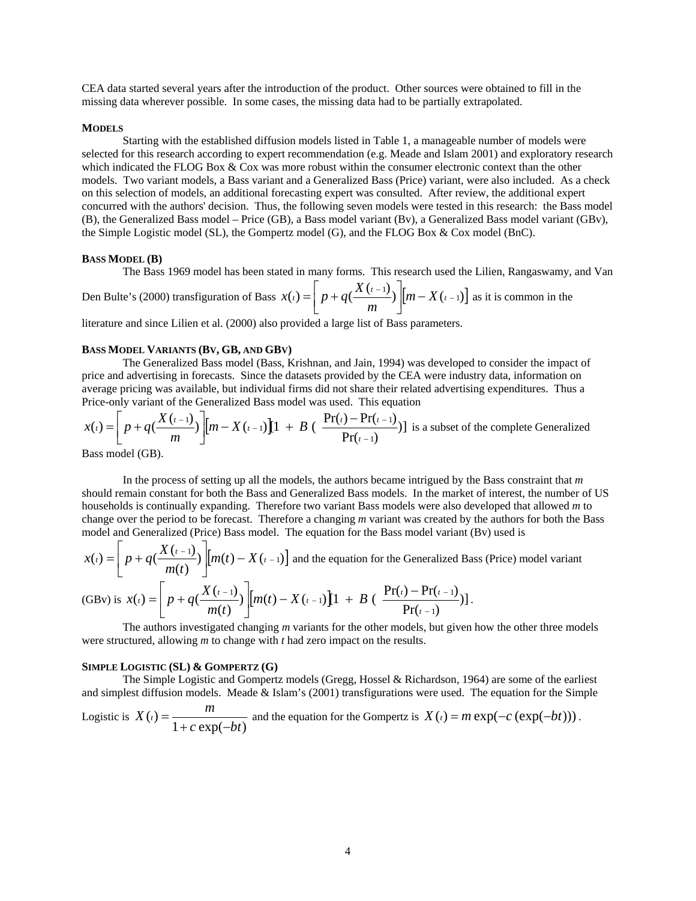CEA data started several years after the introduction of the product. Other sources were obtained to fill in the missing data wherever possible. In some cases, the missing data had to be partially extrapolated.

### MODELS

Starting with the established diffusion models listed in Table 1, a manageable number of models were selected for this research according to expert recommendation (e.g. Meade and Islam 2001) and exploratory research which indicated the FLOG Box & Cox was more robust within the consumer electronic context than the other models. Two variant models, a Bass variant and a Generalized Bass (Price) variant, were also included. As a check on this selection of models, an additional forecasting expert was consulted. After review, the additional expert concurred with the authors' decision. Thus, the following seven models were tested in this research: the Bass model (B), the Generalized Bass model – Price (GB), a Bass model variant (Bv), a Generalized Bass model variant (GBv), the Simple Logistic model (SL), the Gompertz model (G), and the FLOG Box & Cox model (BnC).

### BASS MODEL (B)

The Bass 1969 model has been stated in many forms. This research used the Lilien, Rangaswamy, and Van Den Bulte's (2000) transfiguration of Bass $x(t) = \left[ p + q(\frac{X(t-1)}{m}) \right] \left[ m - X(t-1) \right]$ as it is common in the literature and since Lilien et al. (2000) also provided a large list of Bass parameters.

### BASS MODEL VARIANTS (BV, GB, AND GBV)

The Generalized Bass model (Bass, Krishnan, and Jain, 1994) was developed to consider the impact of price and advertising in forecasts. Since the datasets provided by the CEA were industry data, information on average pricing was available, but individual firms did not share their related advertising expenditures. Thus a Price-only variant of the Generalized Bass model was used. This equation

$x(t) = \left[ p + q(\frac{X(t-1)}{m}) \right] \left[ m - X(t-1) \right] [1 \ + \ B \ ( \ \frac{\Pr(t) - \Pr(t-1)}{\Pr(t-1)})]$ is a subset of the complete Generalized Bass model (GB).

In the process of setting up all the models, the authors became intrigued by the Bass constraint that *m* should remain constant for both the Bass and Generalized Bass models. In the market of interest, the number of US households is continually expanding. Therefore two variant Bass models were also developed that allowed *m* to change over the period to be forecast. Therefore a changing *m* variant was created by the authors for both the Bass model and Generalized (Price) Bass model. The equation for the Bass model variant (Bv) used is

$x(t) = \left[ p + q(\frac{X(t-1)}{m(t)}) \right] \left[ m(t) - X(t-1) \right]$ and the equation for the Generalized Bass (Price) model variant (GBv) is $x(t) = \left[ p + q(\frac{X(t-1)}{m(t)}) \right] \left[ m(t) - X(t-1) \right] [1 \ + \ B \ ( \ \frac{\Pr(t) - \Pr(t-1)}{\Pr(t-1)})]$.

The authors investigated changing *m* variants for the other models, but given how the other three models were structured, allowing *m* to change with *t* had zero impact on the results.

### SIMPLE LOGISTIC (SL) & GOMPERTZ (G)

The Simple Logistic and Gompertz models (Gregg, Hossel & Richardson, 1964) are some of the earliest and simplest diffusion models. Meade & Islam's (2001) transfigurations were used. The equation for the Simple Logistic is $X(t) = \frac{m}{1 + c\exp(-bt)}$ and the equation for the Gompertz is $X(t) = m\exp(-c(\exp(-bt)))$.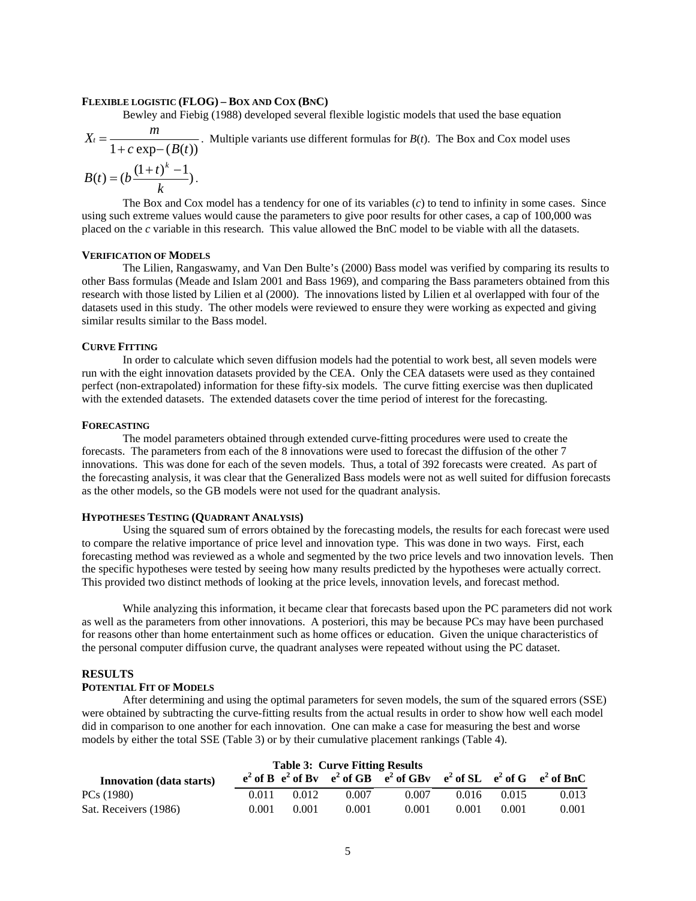### Flexible Logistic (FLOG) – Box and Cox (BnC)

Bewley and Fiebig (1988) developed several flexible logistic models that used the base equation $X_t = \dfrac{m}{1 + c\exp-(B(t))}$. Multiple variants use different formulas for $B(t)$. The Box and Cox model uses $B(t) = (b\dfrac{(1+t)^k - 1}{k})$.

The Box and Cox model has a tendency for one of its variables ($c$) to tend to infinity in some cases. Since using such extreme values would cause the parameters to give poor results for other cases, a cap of 100,000 was placed on the $c$ variable in this research. This value allowed the BnC model to be viable with all the datasets.

### Verification of Models

The Lilien, Rangaswamy, and Van Den Bulte's (2000) Bass model was verified by comparing its results to other Bass formulas (Meade and Islam 2001 and Bass 1969), and comparing the Bass parameters obtained from this research with those listed by Lilien et al (2000). The innovations listed by Lilien et al overlapped with four of the datasets used in this study. The other models were reviewed to ensure they were working as expected and giving similar results similar to the Bass model.

### Curve Fitting

In order to calculate which seven diffusion models had the potential to work best, all seven models were run with the eight innovation datasets provided by the CEA. Only the CEA datasets were used as they contained perfect (non-extrapolated) information for these fifty-six models. The curve fitting exercise was then duplicated with the extended datasets. The extended datasets cover the time period of interest for the forecasting.

### Forecasting

The model parameters obtained through extended curve-fitting procedures were used to create the forecasts. The parameters from each of the 8 innovations were used to forecast the diffusion of the other 7 innovations. This was done for each of the seven models. Thus, a total of 392 forecasts were created. As part of the forecasting analysis, it was clear that the Generalized Bass models were not as well suited for diffusion forecasts as the other models, so the GB models were not used for the quadrant analysis.

### Hypotheses Testing (Quadrant Analysis)

Using the squared sum of errors obtained by the forecasting models, the results for each forecast were used to compare the relative importance of price level and innovation type. This was done in two ways. First, each forecasting method was reviewed as a whole and segmented by the two price levels and two innovation levels. Then the specific hypotheses were tested by seeing how many results predicted by the hypotheses were actually correct. This provided two distinct methods of looking at the price levels, innovation levels, and forecast method.

While analyzing this information, it became clear that forecasts based upon the PC parameters did not work as well as the parameters from other innovations. A posteriori, this may be because PCs may have been purchased for reasons other than home entertainment such as home offices or education. Given the unique characteristics of the personal computer diffusion curve, the quadrant analyses were repeated without using the PC dataset.

## RESULTS

### Potential Fit of Models

After determining and using the optimal parameters for seven models, the sum of the squared errors (SSE) were obtained by subtracting the curve-fitting results from the actual results in order to show how well each model did in comparison to one another for each innovation. One can make a case for measuring the best and worse models by either the total SSE (Table 3) or by their cumulative placement rankings (Table 4).

**Table 3: Curve Fitting Results**

| Innovation (data starts) | $e^2$ of B | $e^2$ of Bv | $e^2$ of GB | $e^2$ of GBv | $e^2$ of SL | $e^2$ of G | $e^2$ of BnC |
|---|---|---|---|---|---|---|---|
| PCs (1980) | 0.011 | 0.012 | 0.007 | 0.007 | 0.016 | 0.015 | 0.013 |
| Sat. Receivers (1986) | 0.001 | 0.001 | 0.001 | 0.001 | 0.001 | 0.001 | 0.001 |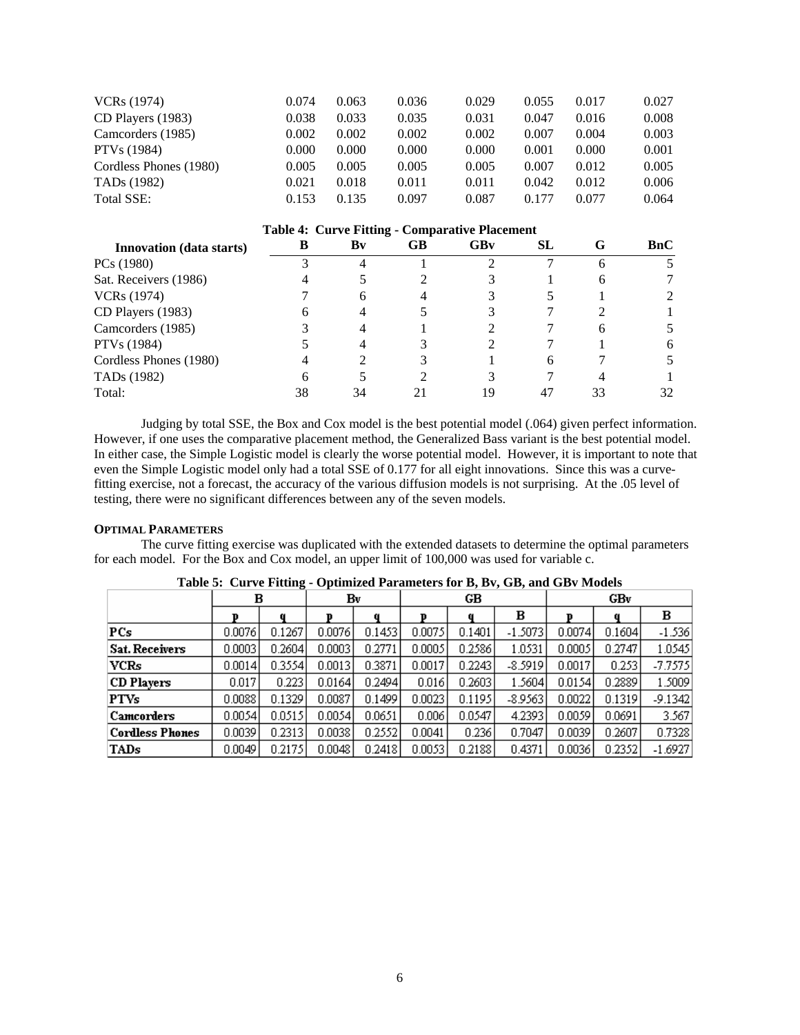| | | | | | | | |
|---|---|---|---|---|---|---|---|
| VCRs (1974) | 0.074 | 0.063 | 0.036 | 0.029 | 0.055 | 0.017 | 0.027 |
| CD Players (1983) | 0.038 | 0.033 | 0.035 | 0.031 | 0.047 | 0.016 | 0.008 |
| Camcorders (1985) | 0.002 | 0.002 | 0.002 | 0.002 | 0.007 | 0.004 | 0.003 |
| PTVs (1984) | 0.000 | 0.000 | 0.000 | 0.000 | 0.001 | 0.000 | 0.001 |
| Cordless Phones (1980) | 0.005 | 0.005 | 0.005 | 0.005 | 0.007 | 0.012 | 0.005 |
| TADs (1982) | 0.021 | 0.018 | 0.011 | 0.011 | 0.042 | 0.012 | 0.006 |
| Total SSE: | 0.153 | 0.135 | 0.097 | 0.087 | 0.177 | 0.077 | 0.064 |

**Table 4: Curve Fitting - Comparative Placement**

| Innovation (data starts) | B | Bv | GB | GBv | SL | G | BnC |
|---|---|---|---|---|---|---|---|
| PCs (1980) | 3 | 4 | 1 | 2 | 7 | 6 | 5 |
| Sat. Receivers (1986) | 4 | 5 | 2 | 3 | 1 | 6 | 7 |
| VCRs (1974) | 7 | 6 | 4 | 3 | 5 | 1 | 2 |
| CD Players (1983) | 6 | 4 | 5 | 3 | 7 | 2 | 1 |
| Camcorders (1985) | 3 | 4 | 1 | 2 | 7 | 6 | 5 |
| PTVs (1984) | 5 | 4 | 3 | 2 | 7 | 1 | 6 |
| Cordless Phones (1980) | 4 | 2 | 3 | 1 | 6 | 7 | 5 |
| TADs (1982) | 6 | 5 | 2 | 3 | 7 | 4 | 1 |
| Total: | 38 | 34 | 21 | 19 | 47 | 33 | 32 |

Judging by total SSE, the Box and Cox model is the best potential model (.064) given perfect information. However, if one uses the comparative placement method, the Generalized Bass variant is the best potential model. In either case, the Simple Logistic model is clearly the worse potential model. However, it is important to note that even the Simple Logistic model only had a total SSE of 0.177 for all eight innovations. Since this was a curve-fitting exercise, not a forecast, the accuracy of the various diffusion models is not surprising. At the .05 level of testing, there were no significant differences between any of the seven models.

**OPTIMAL PARAMETERS**

The curve fitting exercise was duplicated with the extended datasets to determine the optimal parameters for each model. For the Box and Cox model, an upper limit of 100,000 was used for variable c.

**Table 5: Curve Fitting - Optimized Parameters for B, Bv, GB, and GBv Models**

| | B | | Bv | | GB | | | GBv | | |
|---|---|---|---|---|---|---|---|---|---|---|
| | p | q | p | q | p | q | B | p | q | B |
| **PCs** | 0.0076 | 0.1267 | 0.0076 | 0.1453 | 0.0075 | 0.1401 | -1.5073 | 0.0074 | 0.1604 | -1.536 |
| **Sat. Receivers** | 0.0003 | 0.2604 | 0.0003 | 0.2771 | 0.0005 | 0.2586 | 1.0531 | 0.0005 | 0.2747 | 1.0545 |
| **VCRs** | 0.0014 | 0.3554 | 0.0013 | 0.3871 | 0.0017 | 0.2243 | -8.5919 | 0.0017 | 0.253 | -7.7575 |
| **CD Players** | 0.017 | 0.223 | 0.0164 | 0.2494 | 0.016 | 0.2603 | 1.5604 | 0.0154 | 0.2889 | 1.5009 |
| **PTVs** | 0.0088 | 0.1329 | 0.0087 | 0.1499 | 0.0023 | 0.1195 | -8.9563 | 0.0022 | 0.1319 | -9.1342 |
| **Camcorders** | 0.0054 | 0.0515 | 0.0054 | 0.0651 | 0.006 | 0.0547 | 4.2393 | 0.0059 | 0.0691 | 3.567 |
| **Cordless Phones** | 0.0039 | 0.2313 | 0.0038 | 0.2552 | 0.0041 | 0.236 | 0.7047 | 0.0039 | 0.2607 | 0.7328 |
| **TADs** | 0.0049 | 0.2175 | 0.0048 | 0.2418 | 0.0053 | 0.2188 | 0.4371 | 0.0036 | 0.2352 | -1.6927 |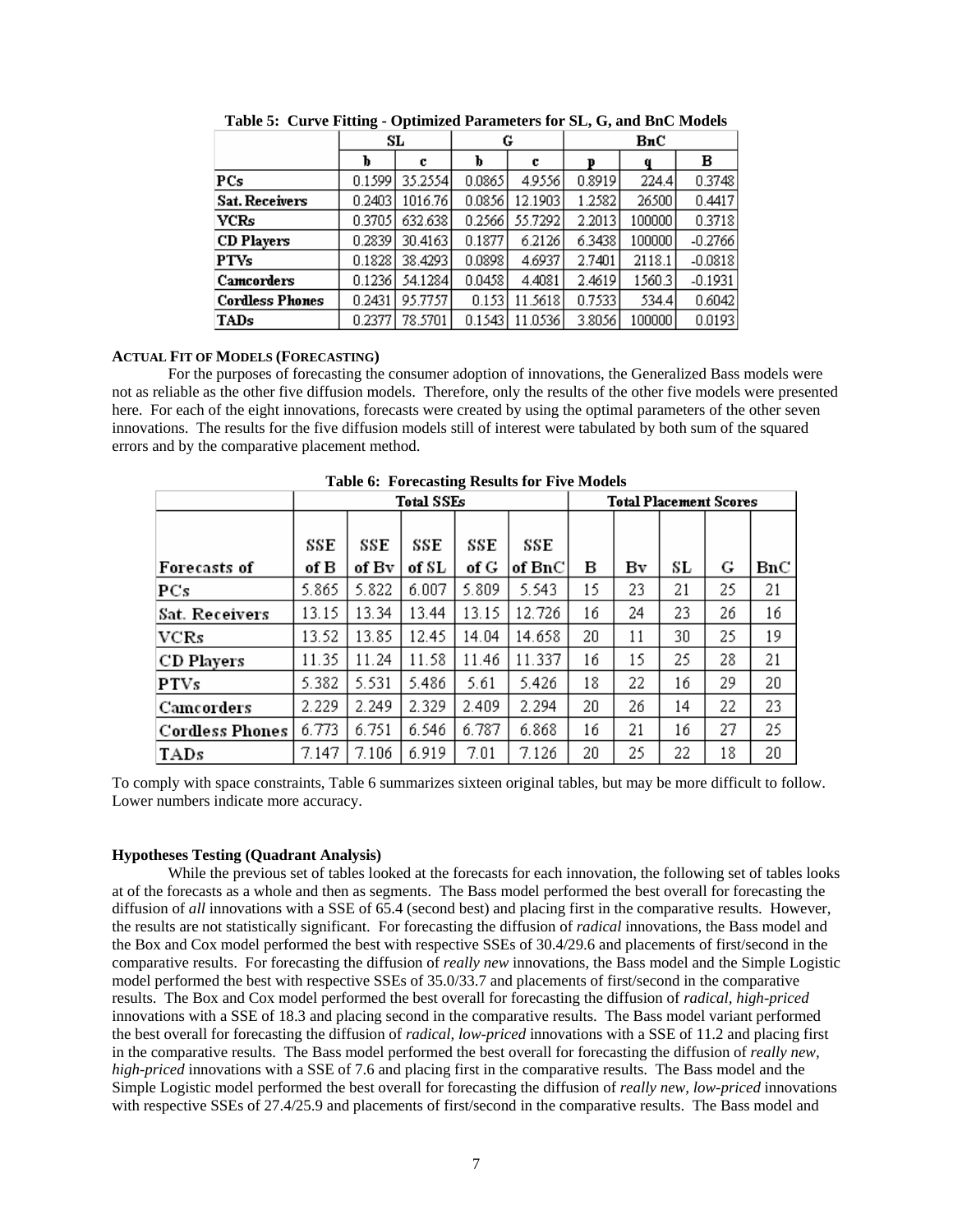**Table 5: Curve Fitting - Optimized Parameters for SL, G, and BnC Models**

| | SL | | G | | BnC | | |
|---|---|---|---|---|---|---|---|
| | b | c | b | c | p | q | B |
| PCs | 0.1599 | 35.2554 | 0.0865 | 4.9556 | 0.8919 | 224.4 | 0.3748 |
| Sat. Receivers | 0.2403 | 1016.76 | 0.0856 | 12.1903 | 1.2582 | 26500 | 0.4417 |
| VCRs | 0.3705 | 632.638 | 0.2566 | 55.7292 | 2.2013 | 100000 | 0.3718 |
| CD Players | 0.2839 | 30.4163 | 0.1877 | 6.2126 | 6.3438 | 100000 | -0.2766 |
| PTVs | 0.1828 | 38.4293 | 0.0898 | 4.6937 | 2.7401 | 2118.1 | -0.0818 |
| Camcorders | 0.1236 | 54.1284 | 0.0458 | 4.4081 | 2.4619 | 1560.3 | -0.1931 |
| Cordless Phones | 0.2431 | 95.7757 | 0.153 | 11.5618 | 0.7533 | 534.4 | 0.6042 |
| TADs | 0.2377 | 78.5701 | 0.1543 | 11.0536 | 3.8056 | 100000 | 0.0193 |

**ACTUAL FIT OF MODELS (FORECASTING)**

For the purposes of forecasting the consumer adoption of innovations, the Generalized Bass models were not as reliable as the other five diffusion models. Therefore, only the results of the other five models were presented here. For each of the eight innovations, forecasts were created by using the optimal parameters of the other seven innovations. The results for the five diffusion models still of interest were tabulated by both sum of the squared errors and by the comparative placement method.

**Table 6: Forecasting Results for Five Models**

| | Total SSEs | | | | | Total Placement Scores | | | | |
|---|---|---|---|---|---|---|---|---|---|---|
| Forecasts of | SSE of B | SSE of Bv | SSE of SL | SSE of G | SSE of BnC | B | Bv | SL | G | BnC |
| PCs | 5.865 | 5.822 | 6.007 | 5.809 | 5.543 | 15 | 23 | 21 | 25 | 21 |
| Sat. Receivers | 13.15 | 13.34 | 13.44 | 13.15 | 12.726 | 16 | 24 | 23 | 26 | 16 |
| VCRs | 13.52 | 13.85 | 12.45 | 14.04 | 14.658 | 20 | 11 | 30 | 25 | 19 |
| CD Players | 11.35 | 11.24 | 11.58 | 11.46 | 11.337 | 16 | 15 | 25 | 28 | 21 |
| PTVs | 5.382 | 5.531 | 5.486 | 5.61 | 5.426 | 18 | 22 | 16 | 29 | 20 |
| Camcorders | 2.229 | 2.249 | 2.329 | 2.409 | 2.294 | 20 | 26 | 14 | 22 | 23 |
| Cordless Phones | 6.773 | 6.751 | 6.546 | 6.787 | 6.868 | 16 | 21 | 16 | 27 | 25 |
| TADs | 7.147 | 7.106 | 6.919 | 7.01 | 7.126 | 20 | 25 | 22 | 18 | 20 |

To comply with space constraints, Table 6 summarizes sixteen original tables, but may be more difficult to follow. Lower numbers indicate more accuracy.

**Hypotheses Testing (Quadrant Analysis)**

While the previous set of tables looked at the forecasts for each innovation, the following set of tables looks at of the forecasts as a whole and then as segments. The Bass model performed the best overall for forecasting the diffusion of *all* innovations with a SSE of 65.4 (second best) and placing first in the comparative results. However, the results are not statistically significant. For forecasting the diffusion of *radical* innovations, the Bass model and the Box and Cox model performed the best with respective SSEs of 30.4/29.6 and placements of first/second in the comparative results. For forecasting the diffusion of *really new* innovations, the Bass model and the Simple Logistic model performed the best with respective SSEs of 35.0/33.7 and placements of first/second in the comparative results. The Box and Cox model performed the best overall for forecasting the diffusion of *radical, high-priced* innovations with a SSE of 18.3 and placing second in the comparative results. The Bass model variant performed the best overall for forecasting the diffusion of *radical, low-priced* innovations with a SSE of 11.2 and placing first in the comparative results. The Bass model performed the best overall for forecasting the diffusion of *really new, high-priced* innovations with a SSE of 7.6 and placing first in the comparative results. The Bass model and the Simple Logistic model performed the best overall for forecasting the diffusion of *really new, low-priced* innovations with respective SSEs of 27.4/25.9 and placements of first/second in the comparative results. The Bass model and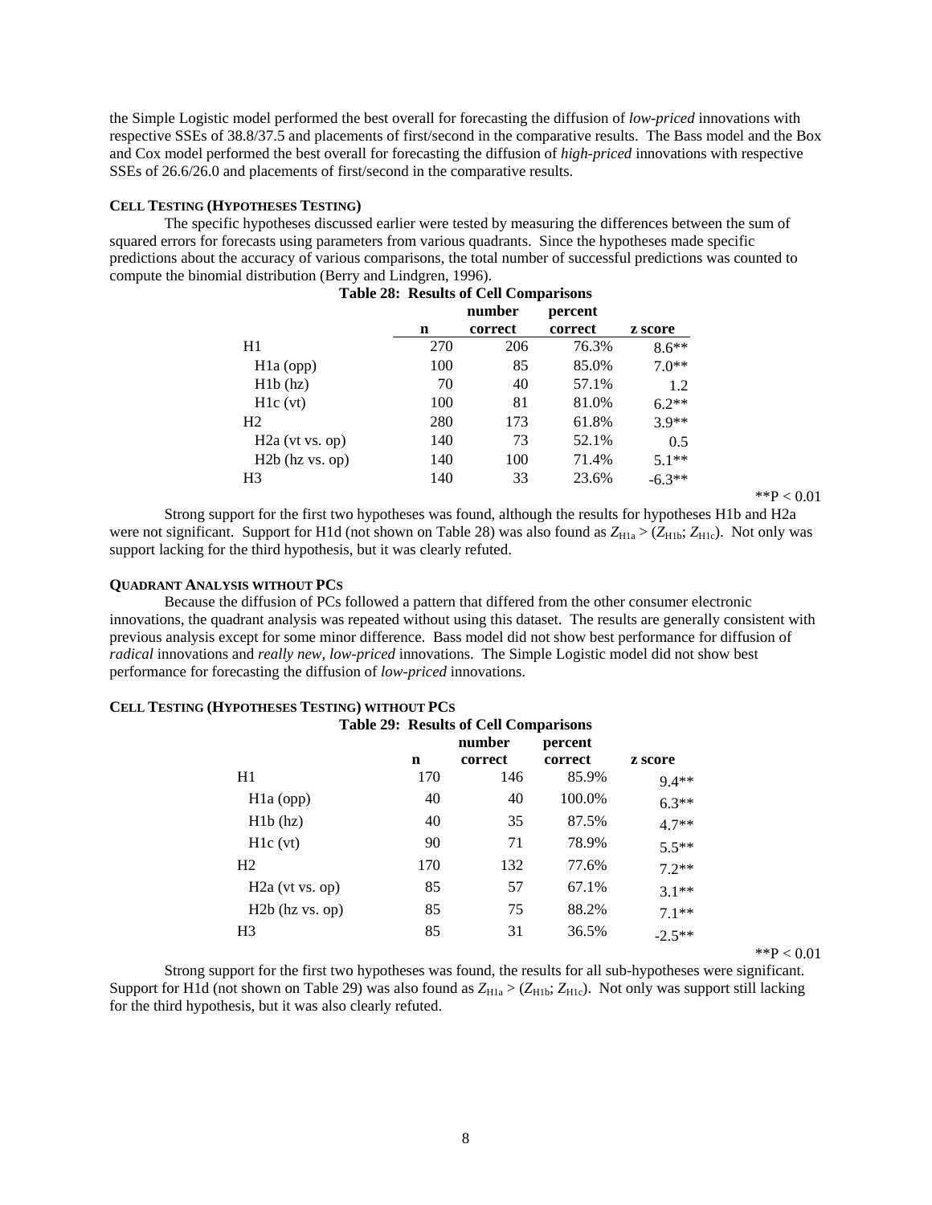the Simple Logistic model performed the best overall for forecasting the diffusion of *low-priced* innovations with respective SSEs of 38.8/37.5 and placements of first/second in the comparative results. The Bass model and the Box and Cox model performed the best overall for forecasting the diffusion of *high-priced* innovations with respective SSEs of 26.6/26.0 and placements of first/second in the comparative results.

#### CELL TESTING (HYPOTHESES TESTING)

The specific hypotheses discussed earlier were tested by measuring the differences between the sum of squared errors for forecasts using parameters from various quadrants. Since the hypotheses made specific predictions about the accuracy of various comparisons, the total number of successful predictions was counted to compute the binomial distribution (Berry and Lindgren, 1996).

**Table 28: Results of Cell Comparisons**

| | n | number correct | percent correct | z score |
|---|---|---|---|---|
| H1 | 270 | 206 | 76.3% | 8.6** |
| H1a (opp) | 100 | 85 | 85.0% | 7.0** |
| H1b (hz) | 70 | 40 | 57.1% | 1.2 |
| H1c (vt) | 100 | 81 | 81.0% | 6.2** |
| H2 | 280 | 173 | 61.8% | 3.9** |
| H2a (vt vs. op) | 140 | 73 | 52.1% | 0.5 |
| H2b (hz vs. op) | 140 | 100 | 71.4% | 5.1** |
| H3 | 140 | 33 | 23.6% | -6.3** |

**P < 0.01

Strong support for the first two hypotheses was found, although the results for hypotheses H1b and H2a were not significant. Support for H1d (not shown on Table 28) was also found as $Z_{H1a} > (Z_{H1b}; Z_{H1c})$. Not only was support lacking for the third hypothesis, but it was clearly refuted.

#### QUADRANT ANALYSIS WITHOUT PCS

Because the diffusion of PCs followed a pattern that differed from the other consumer electronic innovations, the quadrant analysis was repeated without using this dataset. The results are generally consistent with previous analysis except for some minor difference. Bass model did not show best performance for diffusion of *radical* innovations and *really new, low-priced* innovations. The Simple Logistic model did not show best performance for forecasting the diffusion of *low-priced* innovations.

#### CELL TESTING (HYPOTHESES TESTING) WITHOUT PCS

**Table 29: Results of Cell Comparisons**

| | n | number correct | percent correct | z score |
|---|---|---|---|---|
| H1 | 170 | 146 | 85.9% | 9.4** |
| H1a (opp) | 40 | 40 | 100.0% | 6.3** |
| H1b (hz) | 40 | 35 | 87.5% | 4.7** |
| H1c (vt) | 90 | 71 | 78.9% | 5.5** |
| H2 | 170 | 132 | 77.6% | 7.2** |
| H2a (vt vs. op) | 85 | 57 | 67.1% | 3.1** |
| H2b (hz vs. op) | 85 | 75 | 88.2% | 7.1** |
| H3 | 85 | 31 | 36.5% | -2.5** |

**P < 0.01

Strong support for the first two hypotheses was found, the results for all sub-hypotheses were significant. Support for H1d (not shown on Table 29) was also found as $Z_{H1a} > (Z_{H1b}; Z_{H1c})$. Not only was support still lacking for the third hypothesis, but it was also clearly refuted.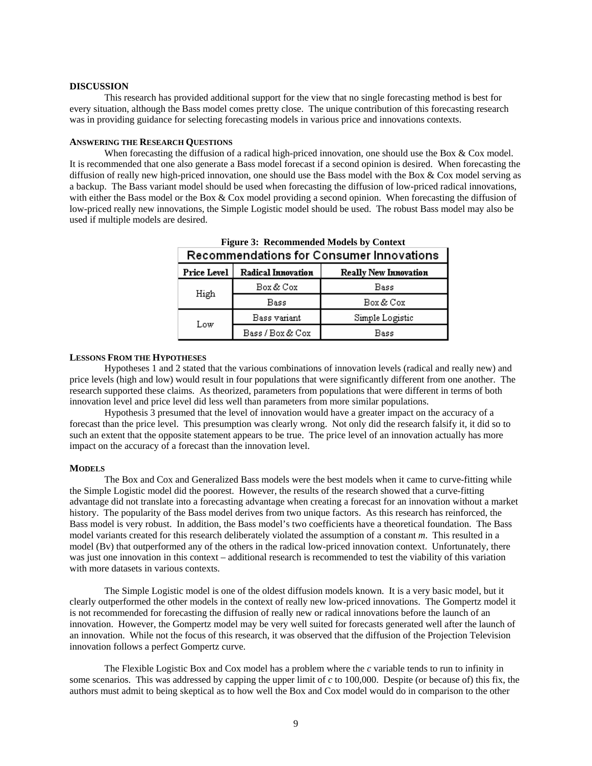## DISCUSSION

This research has provided additional support for the view that no single forecasting method is best for every situation, although the Bass model comes pretty close. The unique contribution of this forecasting research was in providing guidance for selecting forecasting models in various price and innovations contexts.

### ANSWERING THE RESEARCH QUESTIONS

When forecasting the diffusion of a radical high-priced innovation, one should use the Box & Cox model. It is recommended that one also generate a Bass model forecast if a second opinion is desired. When forecasting the diffusion of really new high-priced innovation, one should use the Bass model with the Box & Cox model serving as a backup. The Bass variant model should be used when forecasting the diffusion of low-priced radical innovations, with either the Bass model or the Box & Cox model providing a second opinion. When forecasting the diffusion of low-priced really new innovations, the Simple Logistic model should be used. The robust Bass model may also be used if multiple models are desired.

**Figure 3: Recommended Models by Context**

Recommendations for Consumer Innovations

| Price Level | Radical Innovation | Really New Innovation |
|---|---|---|
| High | Box & Cox | Bass |
| | Bass | Box & Cox |
| Low | Bass variant | Simple Logistic |
| | Bass / Box & Cox | Bass |

### LESSONS FROM THE HYPOTHESES

Hypotheses 1 and 2 stated that the various combinations of innovation levels (radical and really new) and price levels (high and low) would result in four populations that were significantly different from one another. The research supported these claims. As theorized, parameters from populations that were different in terms of both innovation level and price level did less well than parameters from more similar populations.

Hypothesis 3 presumed that the level of innovation would have a greater impact on the accuracy of a forecast than the price level. This presumption was clearly wrong. Not only did the research falsify it, it did so to such an extent that the opposite statement appears to be true. The price level of an innovation actually has more impact on the accuracy of a forecast than the innovation level.

### MODELS

The Box and Cox and Generalized Bass models were the best models when it came to curve-fitting while the Simple Logistic model did the poorest. However, the results of the research showed that a curve-fitting advantage did not translate into a forecasting advantage when creating a forecast for an innovation without a market history. The popularity of the Bass model derives from two unique factors. As this research has reinforced, the Bass model is very robust. In addition, the Bass model's two coefficients have a theoretical foundation. The Bass model variants created for this research deliberately violated the assumption of a constant $m$. This resulted in a model (Bv) that outperformed any of the others in the radical low-priced innovation context. Unfortunately, there was just one innovation in this context – additional research is recommended to test the viability of this variation with more datasets in various contexts.

The Simple Logistic model is one of the oldest diffusion models known. It is a very basic model, but it clearly outperformed the other models in the context of really new low-priced innovations. The Gompertz model it is not recommended for forecasting the diffusion of really new or radical innovations before the launch of an innovation. However, the Gompertz model may be very well suited for forecasts generated well after the launch of an innovation. While not the focus of this research, it was observed that the diffusion of the Projection Television innovation follows a perfect Gompertz curve.

The Flexible Logistic Box and Cox model has a problem where the $c$ variable tends to run to infinity in some scenarios. This was addressed by capping the upper limit of $c$ to 100,000. Despite (or because of) this fix, the authors must admit to being skeptical as to how well the Box and Cox model would do in comparison to the other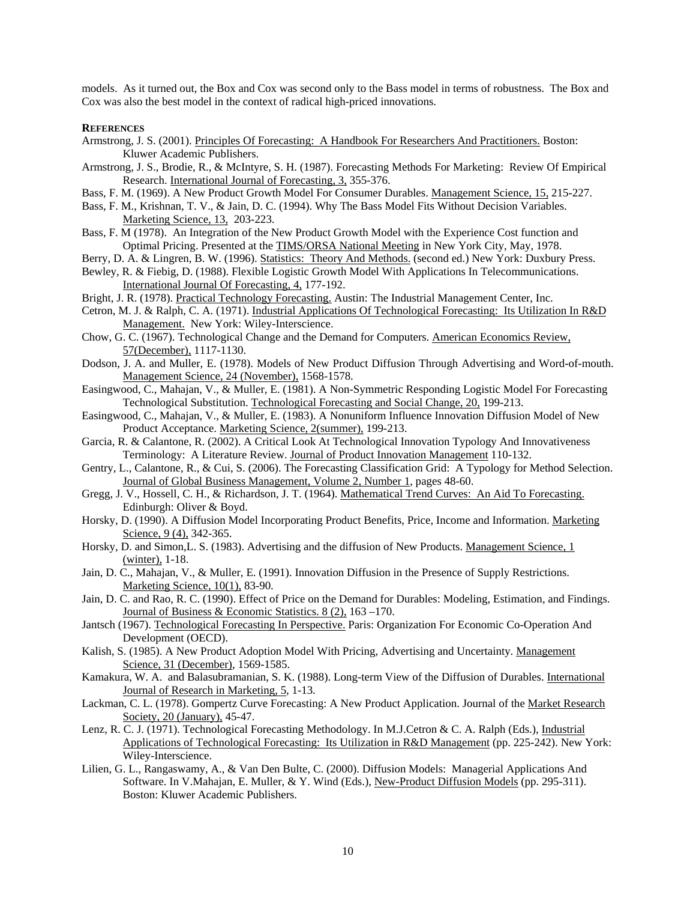models. As it turned out, the Box and Cox was second only to the Bass model in terms of robustness. The Box and Cox was also the best model in the context of radical high-priced innovations.

**REFERENCES**

Armstrong, J. S. (2001). Principles Of Forecasting: A Handbook For Researchers And Practitioners. Boston: Kluwer Academic Publishers.

Armstrong, J. S., Brodie, R., & McIntyre, S. H. (1987). Forecasting Methods For Marketing: Review Of Empirical Research. International Journal of Forecasting, 3, 355-376.

Bass, F. M. (1969). A New Product Growth Model For Consumer Durables. Management Science, 15, 215-227.

Bass, F. M., Krishnan, T. V., & Jain, D. C. (1994). Why The Bass Model Fits Without Decision Variables. Marketing Science, 13, 203-223.

Bass, F. M (1978). An Integration of the New Product Growth Model with the Experience Cost function and Optimal Pricing. Presented at the TIMS/ORSA National Meeting in New York City, May, 1978.

Berry, D. A. & Lingren, B. W. (1996). Statistics: Theory And Methods. (second ed.) New York: Duxbury Press.

Bewley, R. & Fiebig, D. (1988). Flexible Logistic Growth Model With Applications In Telecommunications. International Journal Of Forecasting, 4, 177-192.

Bright, J. R. (1978). Practical Technology Forecasting. Austin: The Industrial Management Center, Inc.

Cetron, M. J. & Ralph, C. A. (1971). Industrial Applications Of Technological Forecasting: Its Utilization In R&D Management. New York: Wiley-Interscience.

Chow, G. C. (1967). Technological Change and the Demand for Computers. American Economics Review, 57(December), 1117-1130.

Dodson, J. A. and Muller, E. (1978). Models of New Product Diffusion Through Advertising and Word-of-mouth. Management Science, 24 (November), 1568-1578.

Easingwood, C., Mahajan, V., & Muller, E. (1981). A Non-Symmetric Responding Logistic Model For Forecasting Technological Substitution. Technological Forecasting and Social Change, 20, 199-213.

Easingwood, C., Mahajan, V., & Muller, E. (1983). A Nonuniform Influence Innovation Diffusion Model of New Product Acceptance. Marketing Science, 2(summer), 199-213.

Garcia, R. & Calantone, R. (2002). A Critical Look At Technological Innovation Typology And Innovativeness Terminology: A Literature Review. Journal of Product Innovation Management 110-132.

Gentry, L., Calantone, R., & Cui, S. (2006). The Forecasting Classification Grid: A Typology for Method Selection. Journal of Global Business Management, Volume 2, Number 1, pages 48-60.

Gregg, J. V., Hossell, C. H., & Richardson, J. T. (1964). Mathematical Trend Curves: An Aid To Forecasting. Edinburgh: Oliver & Boyd.

Horsky, D. (1990). A Diffusion Model Incorporating Product Benefits, Price, Income and Information. Marketing Science, 9 (4), 342-365.

Horsky, D. and Simon,L. S. (1983). Advertising and the diffusion of New Products. Management Science, 1 (winter), 1-18.

Jain, D. C., Mahajan, V., & Muller, E. (1991). Innovation Diffusion in the Presence of Supply Restrictions. Marketing Science, 10(1), 83-90.

Jain, D. C. and Rao, R. C. (1990). Effect of Price on the Demand for Durables: Modeling, Estimation, and Findings. Journal of Business & Economic Statistics. 8 (2), 163 –170.

Jantsch (1967). Technological Forecasting In Perspective. Paris: Organization For Economic Co-Operation And Development (OECD).

Kalish, S. (1985). A New Product Adoption Model With Pricing, Advertising and Uncertainty. Management Science, 31 (December), 1569-1585.

Kamakura, W. A. and Balasubramanian, S. K. (1988). Long-term View of the Diffusion of Durables. International Journal of Research in Marketing, 5, 1-13.

Lackman, C. L. (1978). Gompertz Curve Forecasting: A New Product Application. Journal of the Market Research Society, 20 (January), 45-47.

Lenz, R. C. J. (1971). Technological Forecasting Methodology. In M.J.Cetron & C. A. Ralph (Eds.), Industrial Applications of Technological Forecasting: Its Utilization in R&D Management (pp. 225-242). New York: Wiley-Interscience.

Lilien, G. L., Rangaswamy, A., & Van Den Bulte, C. (2000). Diffusion Models: Managerial Applications And Software. In V.Mahajan, E. Muller, & Y. Wind (Eds.), New-Product Diffusion Models (pp. 295-311). Boston: Kluwer Academic Publishers.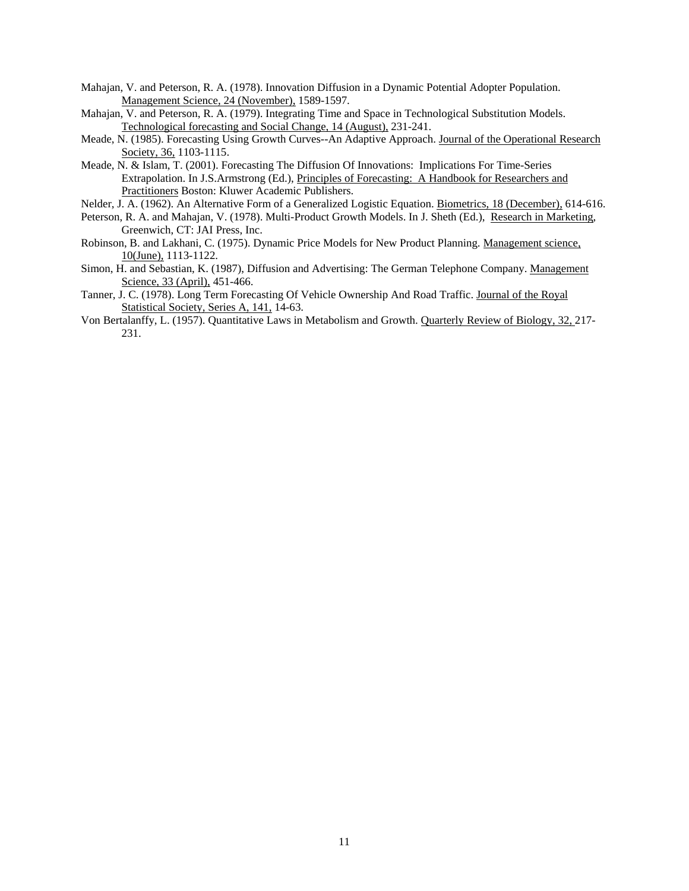Mahajan, V. and Peterson, R. A. (1978). Innovation Diffusion in a Dynamic Potential Adopter Population. Management Science, 24 (November), 1589-1597.

Mahajan, V. and Peterson, R. A. (1979). Integrating Time and Space in Technological Substitution Models. Technological forecasting and Social Change, 14 (August), 231-241.

Meade, N. (1985). Forecasting Using Growth Curves--An Adaptive Approach. Journal of the Operational Research Society, 36, 1103-1115.

Meade, N. & Islam, T. (2001). Forecasting The Diffusion Of Innovations: Implications For Time-Series Extrapolation. In J.S.Armstrong (Ed.), Principles of Forecasting: A Handbook for Researchers and Practitioners Boston: Kluwer Academic Publishers.

Nelder, J. A. (1962). An Alternative Form of a Generalized Logistic Equation. Biometrics, 18 (December), 614-616.

Peterson, R. A. and Mahajan, V. (1978). Multi-Product Growth Models. In J. Sheth (Ed.), Research in Marketing, Greenwich, CT: JAI Press, Inc.

Robinson, B. and Lakhani, C. (1975). Dynamic Price Models for New Product Planning. Management science, 10(June), 1113-1122.

Simon, H. and Sebastian, K. (1987), Diffusion and Advertising: The German Telephone Company. Management Science, 33 (April), 451-466.

Tanner, J. C. (1978). Long Term Forecasting Of Vehicle Ownership And Road Traffic. Journal of the Royal Statistical Society, Series A, 141, 14-63.

Von Bertalanffy, L. (1957). Quantitative Laws in Metabolism and Growth. Quarterly Review of Biology, 32, 217-231.